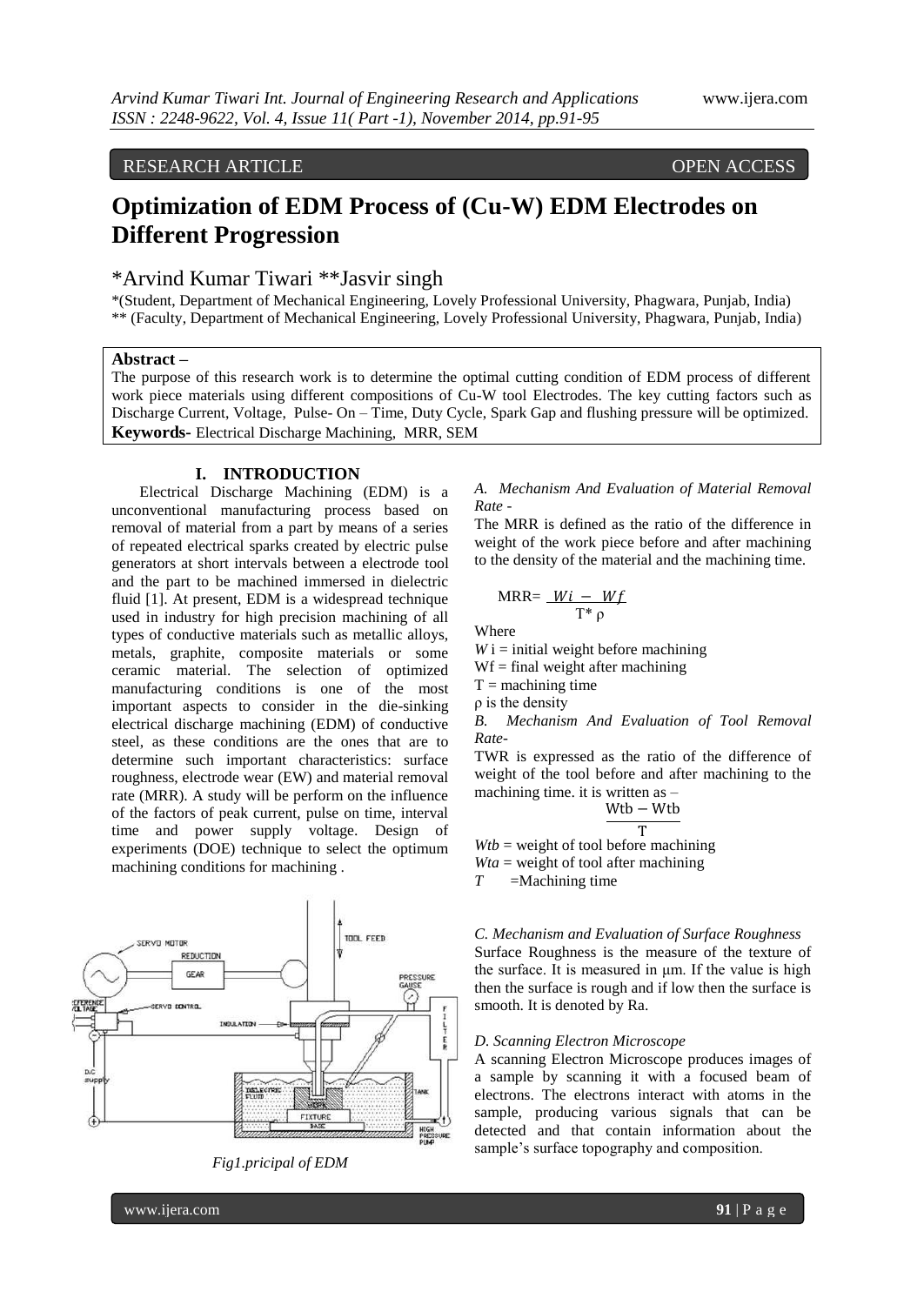RESEARCH ARTICLE OPEN ACCESS

# Optimization of EDM Process of (Cu-W) EDM Electrodes on Different Progression

*Arvind Kumar Tiwari **Jasvir singh

*(Student, Department of Mechanical Engineering, Lovely Professional University, Phagwara, Punjab, India)
** (Faculty, Department of Mechanical Engineering, Lovely Professional University, Phagwara, Punjab, India)

**Abstract –**
The purpose of this research work is to determine the optimal cutting condition of EDM process of different work piece materials using different compositions of Cu-W tool Electrodes. The key cutting factors such as Discharge Current, Voltage, Pulse- On – Time, Duty Cycle, Spark Gap and flushing pressure will be optimized.
**Keywords-** Electrical Discharge Machining, MRR, SEM

## I. INTRODUCTION

Electrical Discharge Machining (EDM) is a unconventional manufacturing process based on removal of material from a part by means of a series of repeated electrical sparks created by electric pulse generators at short intervals between a electrode tool and the part to be machined immersed in dielectric fluid [1]. At present, EDM is a widespread technique used in industry for high precision machining of all types of conductive materials such as metallic alloys, metals, graphite, composite materials or some ceramic material. The selection of optimized manufacturing conditions is one of the most important aspects to consider in the die-sinking electrical discharge machining (EDM) of conductive steel, as these conditions are the ones that are to determine such important characteristics: surface roughness, electrode wear (EW) and material removal rate (MRR). A study will be perform on the influence of the factors of peak current, pulse on time, interval time and power supply voltage. Design of experiments (DOE) technique to select the optimum machining conditions for machining .

*Fig1.pricipal of EDM*

### *A. Mechanism And Evaluation of Material Removal Rate -*

The MRR is defined as the ratio of the difference in weight of the work piece before and after machining to the density of the material and the machining time.

$$MRR = \frac{Wi - Wf}{T * \rho}$$

Where

$W$i = initial weight before machining

Wf = final weight after machining

T = machining time

ρ is the density

### *B. Mechanism And Evaluation of Tool Removal Rate-*

TWR is expressed as the ratio of the difference of weight of the tool before and after machining to the machining time. it is written as –

$$\frac{Wtb - Wtb}{T}$$

*Wtb* = weight of tool before machining

*Wta* = weight of tool after machining

*T* =Machining time

### *C. Mechanism and Evaluation of Surface Roughness*

Surface Roughness is the measure of the texture of the surface. It is measured in μm. If the value is high then the surface is rough and if low then the surface is smooth. It is denoted by Ra.

### *D. Scanning Electron Microscope*

A scanning Electron Microscope produces images of a sample by scanning it with a focused beam of electrons. The electrons interact with atoms in the sample, producing various signals that can be detected and that contain information about the sample's surface topography and composition.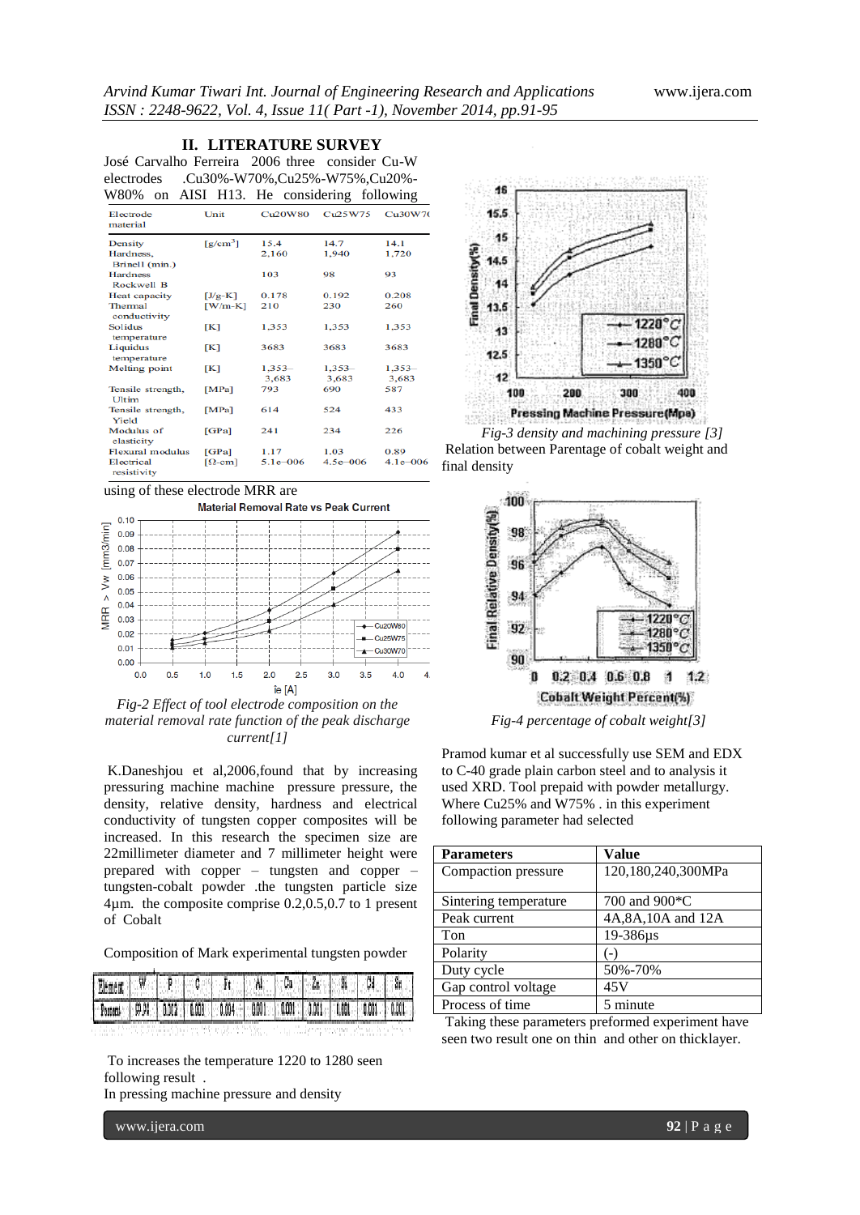## II. LITERATURE SURVEY

José Carvalho Ferreira 2006 three consider Cu-W electrodes .Cu30%-W70%,Cu25%-W75%,Cu20%-W80% on AISI H13. He considering following

| Electrode material | Unit | Cu20W80 | Cu25W75 | Cu30W70 |
|---|---|---|---|---|
| Density | [g/cm$^3$] | 15.4 | 14.7 | 14.1 |
| Hardness, Brinell (min.) | | 2,160 | 1,940 | 1,720 |
| Hardness Rockwell B | | 103 | 98 | 93 |
| Heat capacity | [J/g-K] | 0.178 | 0.192 | 0.208 |
| Thermal conductivity | [W/m-K] | 210 | 230 | 260 |
| Solidus temperature | [K] | 1,353 | 1,353 | 1,353 |
| Liquidus temperature | [K] | 3683 | 3683 | 3683 |
| Melting point | [K] | 1,353–3,683 | 1,353–3,683 | 1,353–3,683 |
| Tensile strength, Ultim | [MPa] | 793 | 690 | 587 |
| Tensile strength, Yield | [MPa] | 614 | 524 | 433 |
| Modulus of elasticity | [GPa] | 241 | 234 | 226 |
| Flexural modulus | [GPa] | 1.17 | 1.03 | 0.89 |
| Electrical resistivity | [Ω-cm] | 5.1e–006 | 4.5e–006 | 4.1e–006 |

using of these electrode MRR are

*Fig-2 Effect of tool electrode composition on the material removal rate function of the peak discharge current[1]*

K.Daneshjou et al,2006,found that by increasing pressuring machine machine pressure pressure, the density, relative density, hardness and electrical conductivity of tungsten copper composites will be increased. In this research the specimen size are 22millimeter diameter and 7 millimeter height were prepared with copper – tungsten and copper – tungsten-cobalt powder .the tungsten particle size 4µm. the composite comprise 0.2,0.5,0.7 to 1 present of Cobalt

Composition of Mark experimental tungsten powder

| Element | W | P | C | Fe | Al | Cu | Zn | Si | Cd | Sn |
|---|---|---|---|---|---|---|---|---|---|---|
| Percent | 99.94 | 0.002 | 0.003 | 0.004 | 0.001 | 0.001 | 0.001 | 0.001 | 0.001 | 0.001 |

To increases the temperature 1220 to 1280 seen following result .

In pressing machine pressure and density

*Fig-3 density and machining pressure [3]*

Relation between Parentage of cobalt weight and final density

*Fig-4 percentage of cobalt weight[3]*

Pramod kumar et al successfully use SEM and EDX to C-40 grade plain carbon steel and to analysis it used XRD. Tool prepaid with powder metallurgy. Where Cu25% and W75% . in this experiment following parameter had selected

| Parameters | Value |
|---|---|
| Compaction pressure | 120,180,240,300MPa |
| Sintering temperature | 700 and 900*C |
| Peak current | 4A,8A,10A and 12A |
| Ton | 19-386µs |
| Polarity | (-) |
| Duty cycle | 50%-70% |
| Gap control voltage | 45V |
| Process of time | 5 minute |

Taking these parameters preformed experiment have seen two result one on thin and other on thicklayer.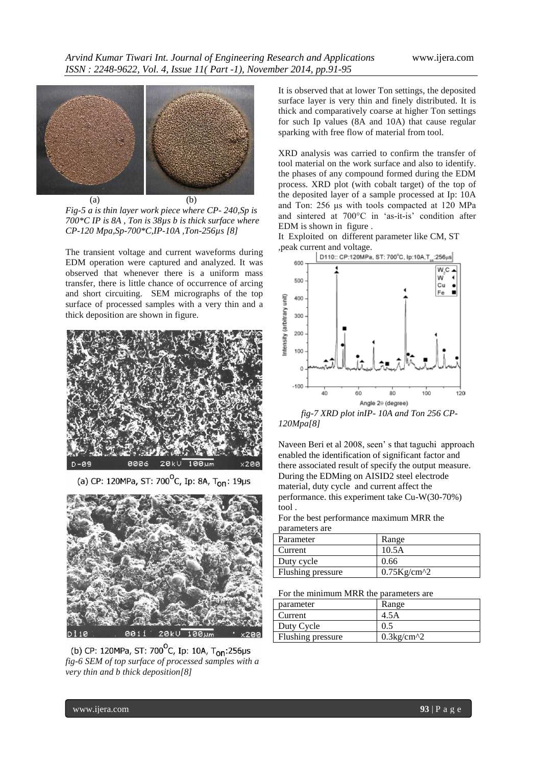(a) (b)

*Fig-5 a is thin layer work piece where CP- 240,Sp is 700*C IP is 8A , Ton is 38μs b is thick surface where CP-120 Mpa,Sp-700*C,IP-10A ,Ton-256μs [8]*

The transient voltage and current waveforms during EDM operation were captured and analyzed. It was observed that whenever there is a uniform mass transfer, there is little chance of occurrence of arcing and short circuiting. SEM micrographs of the top surface of processed samples with a very thin and a thick deposition are shown in figure.

(a) CP: 120MPa, ST: 700°C, Ip: 8A, $T_{on}$: 19μs

(b) CP: 120MPa, ST: 700°C, Ip: 10A, $T_{on}$:256μs

*fig-6 SEM of top surface of processed samples with a very thin and b thick deposition[8]*

It is observed that at lower Ton settings, the deposited surface layer is very thin and finely distributed. It is thick and comparatively coarse at higher Ton settings for such Ip values (8A and 10A) that cause regular sparking with free flow of material from tool.

XRD analysis was carried to confirm the transfer of tool material on the work surface and also to identify. the phases of any compound formed during the EDM process. XRD plot (with cobalt target) of the top of the deposited layer of a sample processed at Ip: 10A and Ton: 256 μs with tools compacted at 120 MPa and sintered at 700°C in 'as-it-is' condition after EDM is shown in figure .

It Exploited on different parameter like CM, ST ,peak current and voltage.

*fig-7 XRD plot inIP- 10A and Ton 256 CP- 120Mpa[8]*

Naveen Beri et al 2008, seen' s that taguchi approach enabled the identification of significant factor and there associated result of specify the output measure. During the EDMing on AISID2 steel electrode material, duty cycle and current affect the performance. this experiment take Cu-W(30-70%) tool .

For the best performance maximum MRR the parameters are

| Parameter | Range |
|---|---|
| Current | 10.5A |
| Duty cycle | 0.66 |
| Flushing pressure | 0.75Kg/cm^2 |

For the minimum MRR the parameters are

| parameter | Range |
|---|---|
| Current | 4.5A |
| Duty Cycle | 0.5 |
| Flushing pressure | 0.3kg/cm^2 |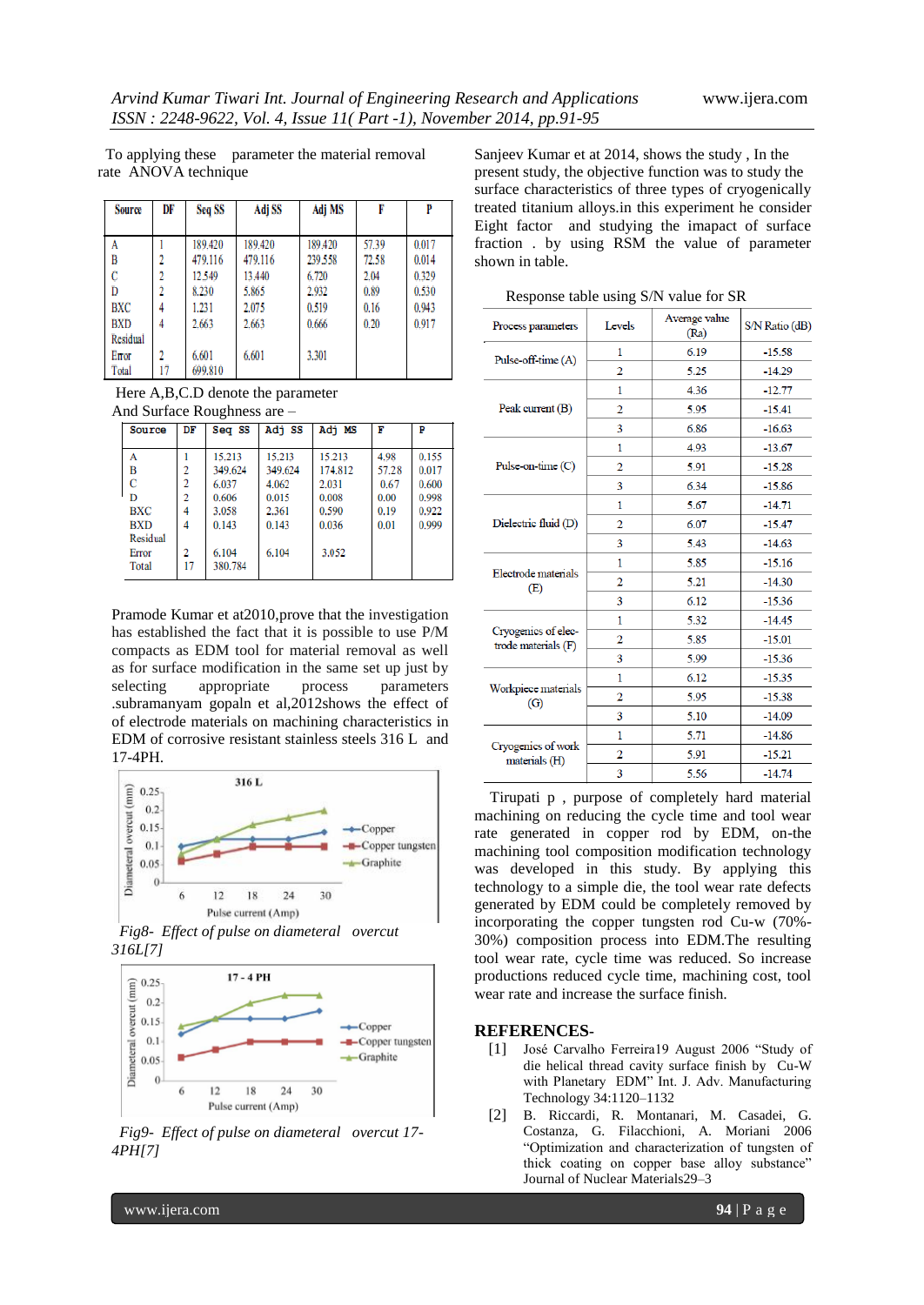To applying these parameter the material removal rate ANOVA technique

| Source | DF | Seq SS | Adj SS | Adj MS | F | P |
|---|---|---|---|---|---|---|
| A | 1 | 189.420 | 189.420 | 189.420 | 57.39 | 0.017 |
| B | 2 | 479.116 | 479.116 | 239.558 | 72.58 | 0.014 |
| C | 2 | 12.549 | 13.440 | 6.720 | 2.04 | 0.329 |
| D | 2 | 8.230 | 5.865 | 2.932 | 0.89 | 0.530 |
| BXC | 4 | 1.231 | 2.075 | 0.519 | 0.16 | 0.943 |
| BXD | 4 | 2.663 | 2.663 | 0.666 | 0.20 | 0.917 |
| Residual Error | 2 | 6.601 | 6.601 | 3.301 | | |
| Total | 17 | 699.810 | | | | |

Here A,B,C.D denote the parameter

And Surface Roughness are –

| Source | DF | Seq SS | Adj SS | Adj MS | F | P |
|---|---|---|---|---|---|---|
| A | 1 | 15.213 | 15.213 | 15.213 | 4.98 | 0.155 |
| B | 2 | 349.624 | 349.624 | 174.812 | 57.28 | 0.017 |
| C | 2 | 6.037 | 4.062 | 2.031 | 0.67 | 0.600 |
| D | 2 | 0.606 | 0.015 | 0.008 | 0.00 | 0.998 |
| BXC | 4 | 3.058 | 2.361 | 0.590 | 0.19 | 0.922 |
| BXD | 4 | 0.143 | 0.143 | 0.036 | 0.01 | 0.999 |
| Residual Error | 2 | 6.104 | 6.104 | 3.052 | | |
| Total | 17 | 380.784 | | | | |

Pramode Kumar et at2010,prove that the investigation has established the fact that it is possible to use P/M compacts as EDM tool for material removal as well as for surface modification in the same set up just by selecting appropriate process parameters .subramanyam gopaln et al,2012shows the effect of of electrode materials on machining characteristics in EDM of corrosive resistant stainless steels 316 L and 17-4PH.

*Fig8- Effect of pulse on diameteral overcut 316L[7]*

*Fig9- Effect of pulse on diameteral overcut 17-4PH[7]*

Sanjeev Kumar et at 2014, shows the study , In the present study, the objective function was to study the surface characteristics of three types of cryogenically treated titanium alloys.in this experiment he consider Eight factor and studying the imapact of surface fraction . by using RSM the value of parameter shown in table.

Response table using S/N value for SR

| Process parameters | Levels | Average value (Ra) | S/N Ratio (dB) |
|---|---|---|---|
| Pulse-off-time (A) | 1 | 6.19 | -15.58 |
| | 2 | 5.25 | -14.29 |
| Peak current (B) | 1 | 4.36 | -12.77 |
| | 2 | 5.95 | -15.41 |
| | 3 | 6.86 | -16.63 |
| Pulse-on-time (C) | 1 | 4.93 | -13.67 |
| | 2 | 5.91 | -15.28 |
| | 3 | 6.34 | -15.86 |
| Dielectric fluid (D) | 1 | 5.67 | -14.71 |
| | 2 | 6.07 | -15.47 |
| | 3 | 5.43 | -14.63 |
| Electrode materials (E) | 1 | 5.85 | -15.16 |
| | 2 | 5.21 | -14.30 |
| | 3 | 6.12 | -15.36 |
| Cryogenics of electrode materials (F) | 1 | 5.32 | -14.45 |
| | 2 | 5.85 | -15.01 |
| | 3 | 5.99 | -15.36 |
| Workpiece materials (G) | 1 | 6.12 | -15.35 |
| | 2 | 5.95 | -15.38 |
| | 3 | 5.10 | -14.09 |
| Cryogenics of work materials (H) | 1 | 5.71 | -14.86 |
| | 2 | 5.91 | -15.21 |
| | 3 | 5.56 | -14.74 |

Tirupati p , purpose of completely hard material machining on reducing the cycle time and tool wear rate generated in copper rod by EDM, on-the machining tool composition modification technology was developed in this study. By applying this technology to a simple die, the tool wear rate defects generated by EDM could be completely removed by incorporating the copper tungsten rod Cu-w (70%-30%) composition process into EDM.The resulting tool wear rate, cycle time was reduced. So increase productions reduced cycle time, machining cost, tool wear rate and increase the surface finish.

## REFERENCES-

[1] José Carvalho Ferreira19 August 2006 "Study of die helical thread cavity surface finish by Cu-W with Planetary EDM" Int. J. Adv. Manufacturing Technology 34:1120–1132

[2] B. Riccardi, R. Montanari, M. Casadei, G. Costanza, G. Filacchioni, A. Moriani 2006 "Optimization and characterization of tungsten thick coating on copper base alloy substance" Journal of Nuclear Materials29–3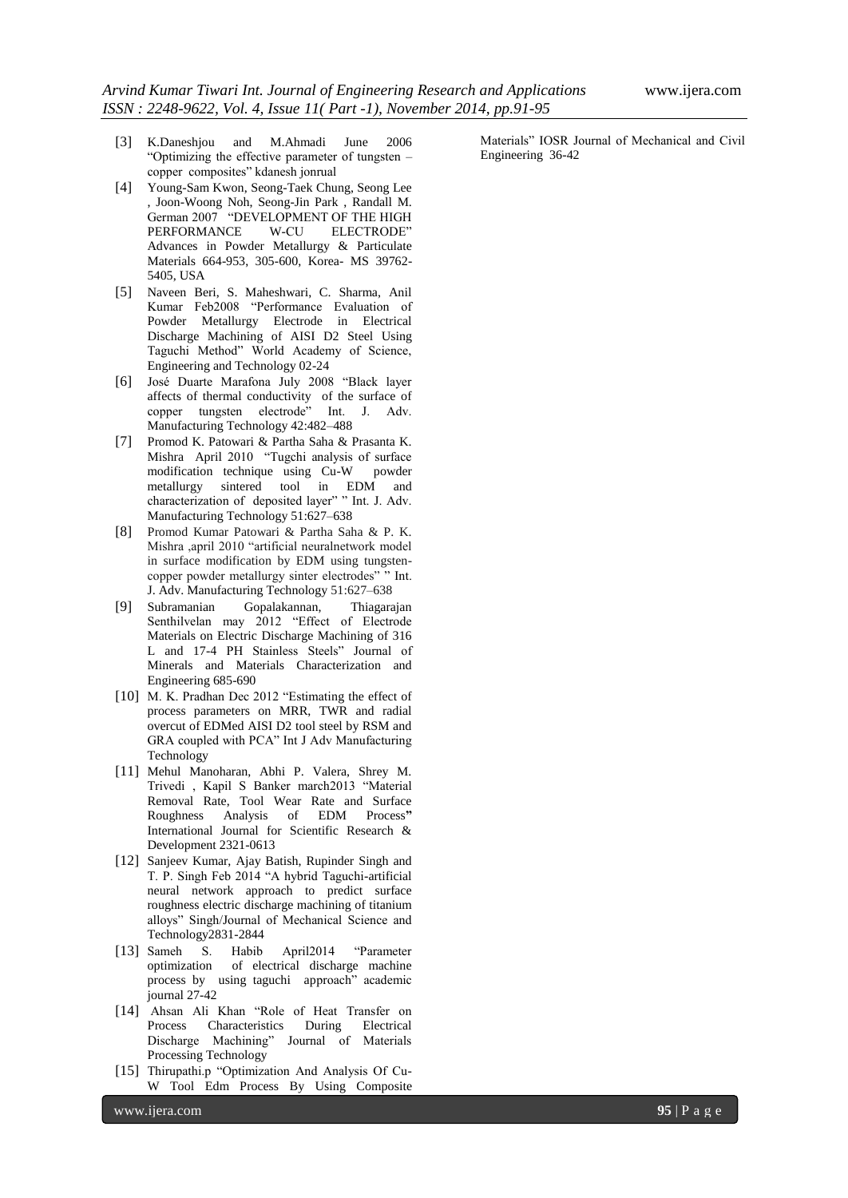[3] K.Daneshjou and M.Ahmadi June 2006 "Optimizing the effective parameter of tungsten – copper composites" kdanesh jonrual

[4] Young-Sam Kwon, Seong-Taek Chung, Seong Lee , Joon-Woong Noh, Seong-Jin Park , Randall M. German 2007 "DEVELOPMENT OF THE HIGH PERFORMANCE W-CU ELECTRODE" Advances in Powder Metallurgy & Particulate Materials 664-953, 305-600, Korea- MS 39762-5405, USA

[5] Naveen Beri, S. Maheshwari, C. Sharma, Anil Kumar Feb2008 "Performance Evaluation of Powder Metallurgy Electrode in Electrical Discharge Machining of AISI D2 Steel Using Taguchi Method" World Academy of Science, Engineering and Technology 02-24

[6] José Duarte Marafona July 2008 "Black layer affects of thermal conductivity of the surface of copper tungsten electrode" Int. J. Adv. Manufacturing Technology 42:482–488

[7] Promod K. Patowari & Partha Saha & Prasanta K. Mishra April 2010 "Tugchi analysis of surface modification technique using Cu-W powder metallurgy sintered tool in EDM and characterization of deposited layer" " Int. J. Adv. Manufacturing Technology 51:627–638

[8] Promod Kumar Patowari & Partha Saha & P. K. Mishra ,april 2010 "artificial neuralnetwork model in surface modification by EDM using tungsten-copper powder metallurgy sinter electrodes" " Int. J. Adv. Manufacturing Technology 51:627–638

[9] Subramanian Gopalakannan, Thiagarajan Senthilvelan may 2012 "Effect of Electrode Materials on Electric Discharge Machining of 316 L and 17-4 PH Stainless Steels" Journal of Minerals and Materials Characterization and Engineering 685-690

[10] M. K. Pradhan Dec 2012 "Estimating the effect of process parameters on MRR, TWR and radial overcut of EDMed AISI D2 tool steel by RSM and GRA coupled with PCA" Int J Adv Manufacturing Technology

[11] Mehul Manoharan, Abhi P. Valera, Shrey M. Trivedi , Kapil S Banker march2013 "Material Removal Rate, Tool Wear Rate and Surface Roughness Analysis of EDM Process" International Journal for Scientific Research & Development 2321-0613

[12] Sanjeev Kumar, Ajay Batish, Rupinder Singh and T. P. Singh Feb 2014 "A hybrid Taguchi-artificial neural network approach to predict surface roughness electric discharge machining of titanium alloys" Singh/Journal of Mechanical Science and Technology2831-2844

[13] Sameh S. Habib April2014 "Parameter optimization of electrical discharge machine process by using taguchi approach" academic journal 27-42

[14] Ahsan Ali Khan "Role of Heat Transfer on Process Characteristics During Electrical Discharge Machining" Journal of Materials Processing Technology

[15] Thirupathi.p "Optimization And Analysis Of Cu-W Tool Edm Process By Using Composite Materials" IOSR Journal of Mechanical and Civil Engineering 36-42